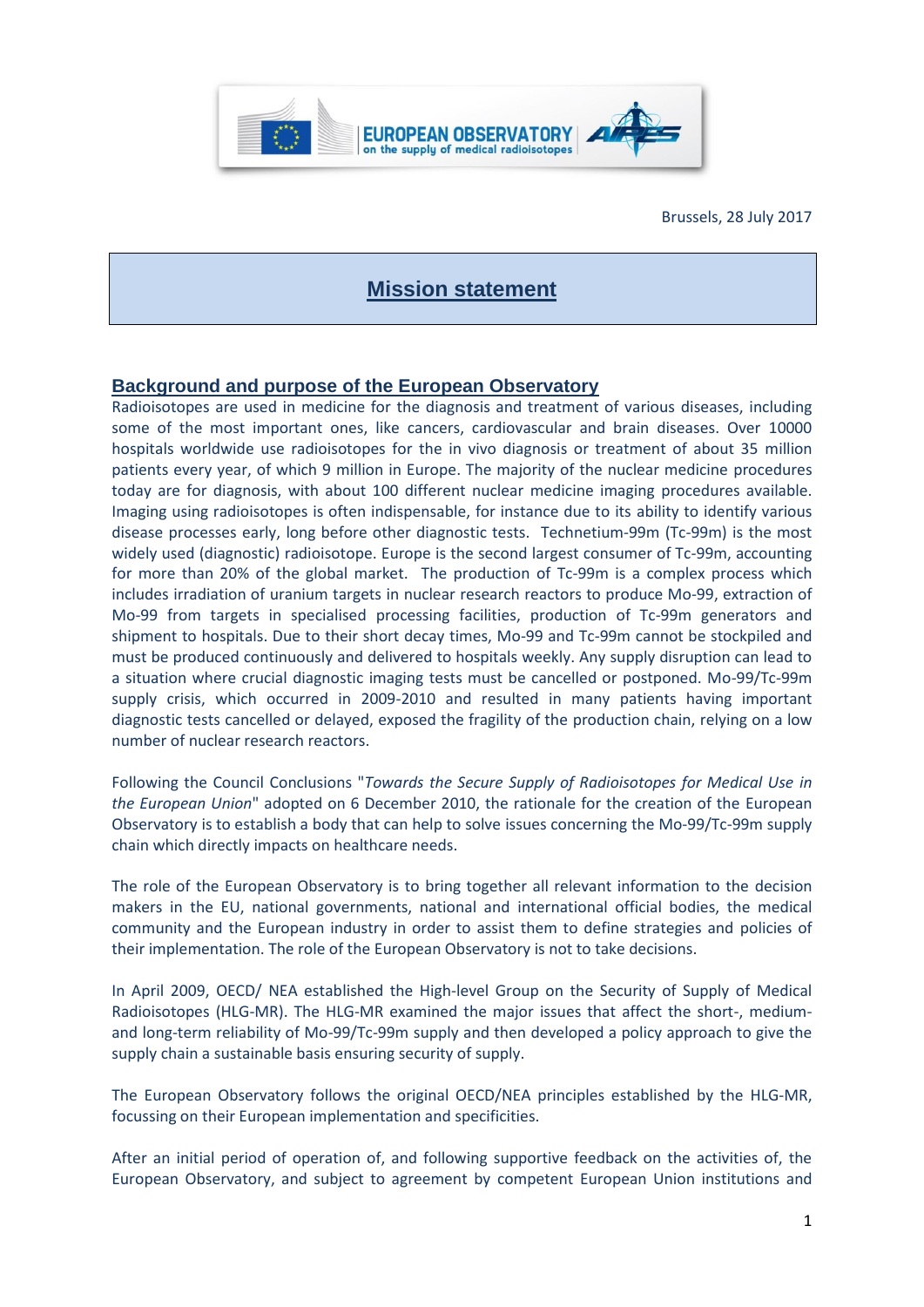EUROPEAN OBSERVATORY on the supply of medical radioisotopes

Brussels, 28 July 2017

# Mission statement

## Background and purpose of the European Observatory

Radioisotopes are used in medicine for the diagnosis and treatment of various diseases, including some of the most important ones, like cancers, cardiovascular and brain diseases. Over 10000 hospitals worldwide use radioisotopes for the in vivo diagnosis or treatment of about 35 million patients every year, of which 9 million in Europe. The majority of the nuclear medicine procedures today are for diagnosis, with about 100 different nuclear medicine imaging procedures available. Imaging using radioisotopes is often indispensable, for instance due to its ability to identify various disease processes early, long before other diagnostic tests. Technetium-99m (Tc-99m) is the most widely used (diagnostic) radioisotope. Europe is the second largest consumer of Tc-99m, accounting for more than 20% of the global market. The production of Tc-99m is a complex process which includes irradiation of uranium targets in nuclear research reactors to produce Mo-99, extraction of Mo-99 from targets in specialised processing facilities, production of Tc-99m generators and shipment to hospitals. Due to their short decay times, Mo-99 and Tc-99m cannot be stockpiled and must be produced continuously and delivered to hospitals weekly. Any supply disruption can lead to a situation where crucial diagnostic imaging tests must be cancelled or postponed. Mo-99/Tc-99m supply crisis, which occurred in 2009-2010 and resulted in many patients having important diagnostic tests cancelled or delayed, exposed the fragility of the production chain, relying on a low number of nuclear research reactors.

Following the Council Conclusions "*Towards the Secure Supply of Radioisotopes for Medical Use in the European Union*" adopted on 6 December 2010, the rationale for the creation of the European Observatory is to establish a body that can help to solve issues concerning the Mo-99/Tc-99m supply chain which directly impacts on healthcare needs.

The role of the European Observatory is to bring together all relevant information to the decision makers in the EU, national governments, national and international official bodies, the medical community and the European industry in order to assist them to define strategies and policies of their implementation. The role of the European Observatory is not to take decisions.

In April 2009, OECD/ NEA established the High-level Group on the Security of Supply of Medical Radioisotopes (HLG-MR). The HLG-MR examined the major issues that affect the short-, medium- and long-term reliability of Mo-99/Tc-99m supply and then developed a policy approach to give the supply chain a sustainable basis ensuring security of supply.

The European Observatory follows the original OECD/NEA principles established by the HLG-MR, focussing on their European implementation and specificities.

After an initial period of operation of, and following supportive feedback on the activities of, the European Observatory, and subject to agreement by competent European Union institutions and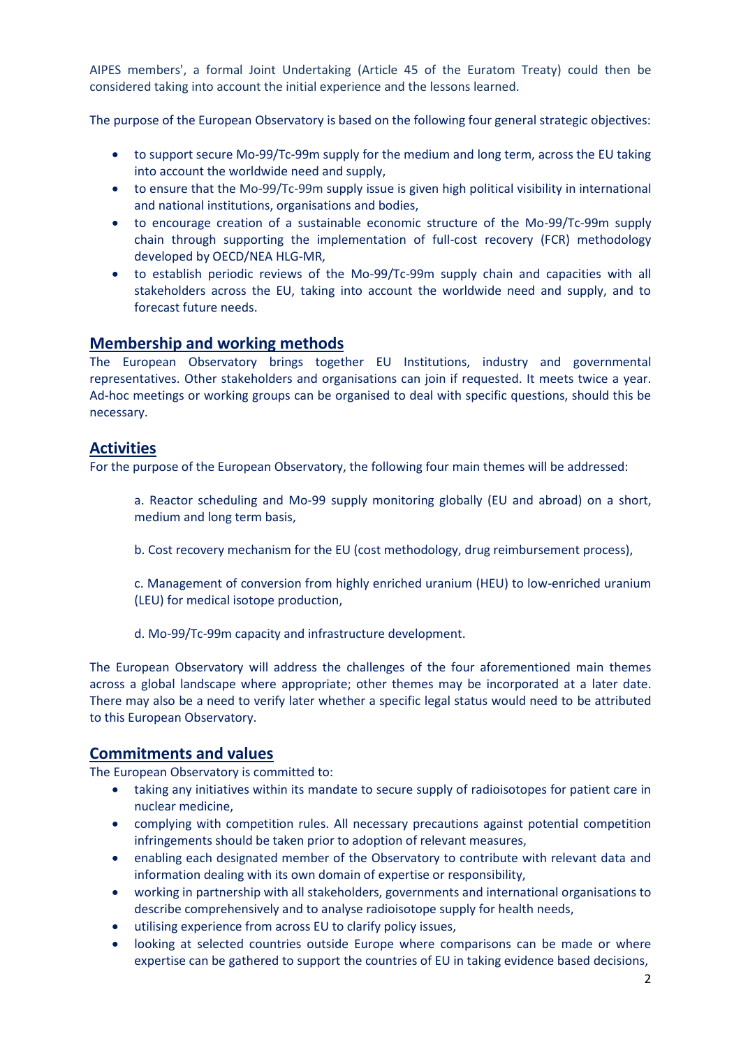AIPES members', a formal Joint Undertaking (Article 45 of the Euratom Treaty) could then be considered taking into account the initial experience and the lessons learned.

The purpose of the European Observatory is based on the following four general strategic objectives:

- to support secure Mo-99/Tc-99m supply for the medium and long term, across the EU taking into account the worldwide need and supply,
- to ensure that the Mo-99/Tc-99m supply issue is given high political visibility in international and national institutions, organisations and bodies,
- to encourage creation of a sustainable economic structure of the Mo-99/Tc-99m supply chain through supporting the implementation of full-cost recovery (FCR) methodology developed by OECD/NEA HLG-MR,
- to establish periodic reviews of the Mo-99/Tc-99m supply chain and capacities with all stakeholders across the EU, taking into account the worldwide need and supply, and to forecast future needs.

## Membership and working methods

The European Observatory brings together EU Institutions, industry and governmental representatives. Other stakeholders and organisations can join if requested. It meets twice a year. Ad-hoc meetings or working groups can be organised to deal with specific questions, should this be necessary.

## Activities

For the purpose of the European Observatory, the following four main themes will be addressed:

a. Reactor scheduling and Mo-99 supply monitoring globally (EU and abroad) on a short, medium and long term basis,

b. Cost recovery mechanism for the EU (cost methodology, drug reimbursement process),

c. Management of conversion from highly enriched uranium (HEU) to low-enriched uranium (LEU) for medical isotope production,

d. Mo-99/Tc-99m capacity and infrastructure development.

The European Observatory will address the challenges of the four aforementioned main themes across a global landscape where appropriate; other themes may be incorporated at a later date. There may also be a need to verify later whether a specific legal status would need to be attributed to this European Observatory.

## Commitments and values

The European Observatory is committed to:

- taking any initiatives within its mandate to secure supply of radioisotopes for patient care in nuclear medicine,
- complying with competition rules. All necessary precautions against potential competition infringements should be taken prior to adoption of relevant measures,
- enabling each designated member of the Observatory to contribute with relevant data and information dealing with its own domain of expertise or responsibility,
- working in partnership with all stakeholders, governments and international organisations to describe comprehensively and to analyse radioisotope supply for health needs,
- utilising experience from across EU to clarify policy issues,
- looking at selected countries outside Europe where comparisons can be made or where expertise can be gathered to support the countries of EU in taking evidence based decisions,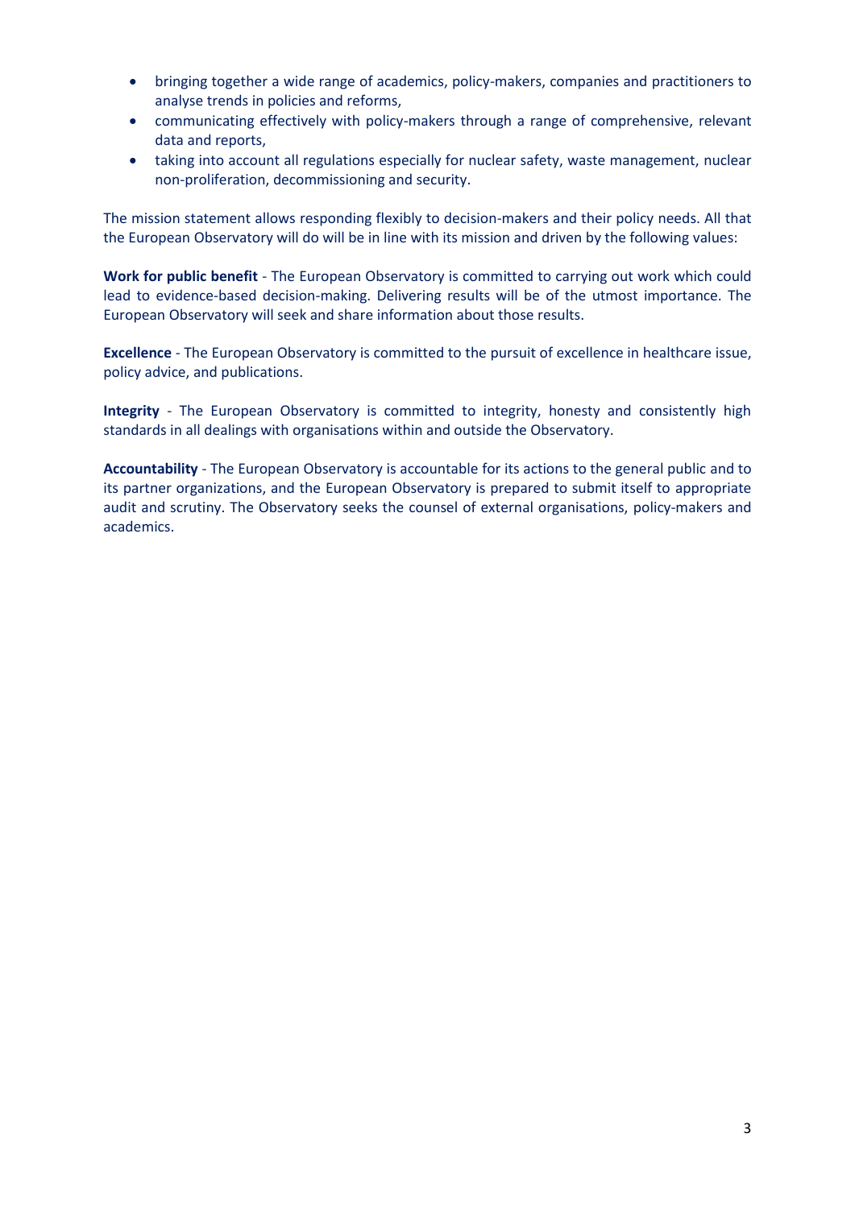- bringing together a wide range of academics, policy-makers, companies and practitioners to analyse trends in policies and reforms,
- communicating effectively with policy-makers through a range of comprehensive, relevant data and reports,
- taking into account all regulations especially for nuclear safety, waste management, nuclear non-proliferation, decommissioning and security.

The mission statement allows responding flexibly to decision-makers and their policy needs. All that the European Observatory will do will be in line with its mission and driven by the following values:

**Work for public benefit** - The European Observatory is committed to carrying out work which could lead to evidence-based decision-making. Delivering results will be of the utmost importance. The European Observatory will seek and share information about those results.

**Excellence** - The European Observatory is committed to the pursuit of excellence in healthcare issue, policy advice, and publications.

**Integrity** - The European Observatory is committed to integrity, honesty and consistently high standards in all dealings with organisations within and outside the Observatory.

**Accountability** - The European Observatory is accountable for its actions to the general public and to its partner organizations, and the European Observatory is prepared to submit itself to appropriate audit and scrutiny. The Observatory seeks the counsel of external organisations, policy-makers and academics.